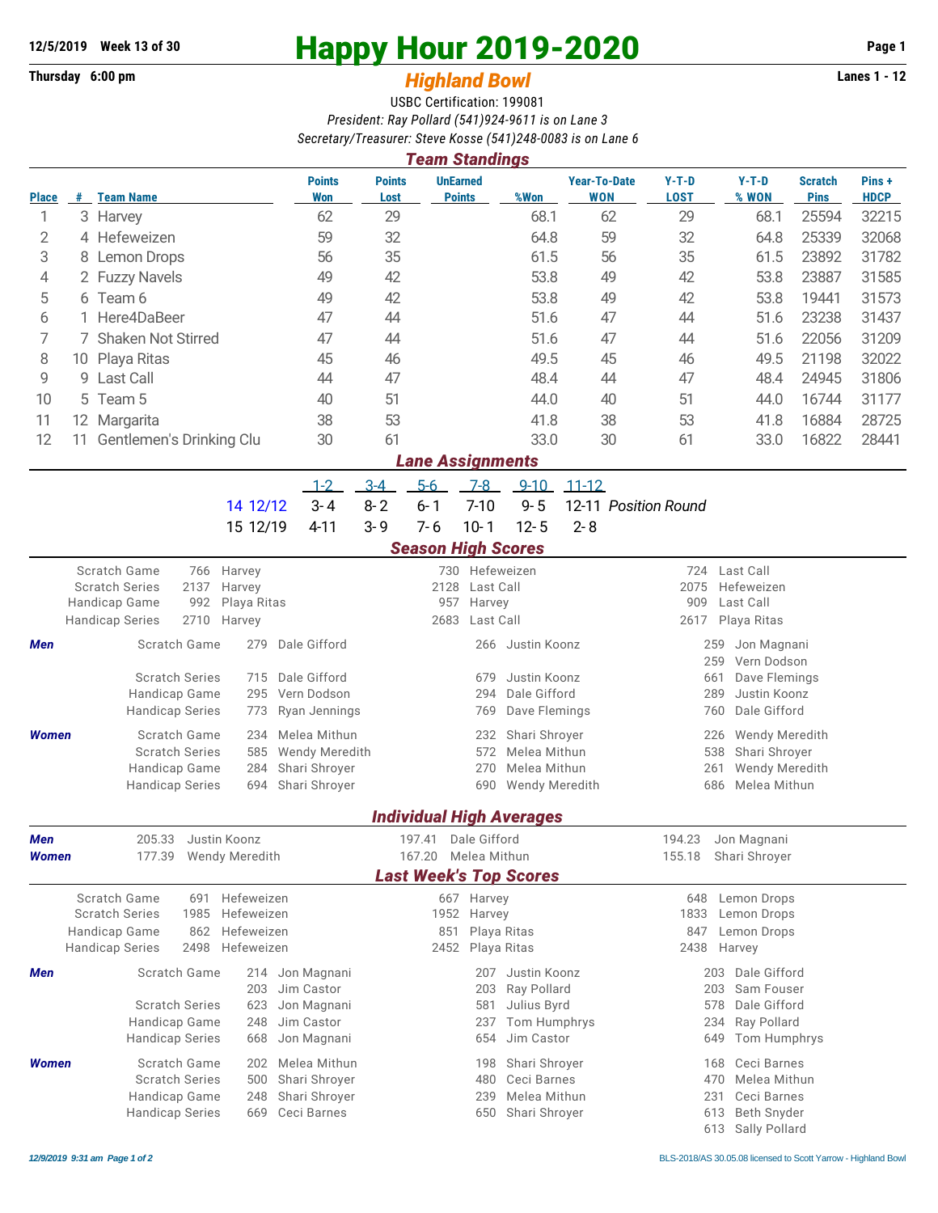**12/5/2019 Week 13 of 30**

**Thursday 6:00 pm**

# Happy Hour 2019-2020

## *Highland Bowl*

**Lanes 1 - 12**

USBC Certification: 199081

*President: Ray Pollard (541)924-9611 is on Lane 3*

*Secretary/Treasurer: Steve Kosse (541)248-0083 is on Lane 6*

### *Team Standings*

| Place | # | Team Name | Points Won | Points Lost | UnEarned Points | %Won | Year-To-Date WON | Y-T-D LOST | Y-T-D % WON | Scratch Pins | Pins + HDCP |
|---|---|---|---|---|---|---|---|---|---|---|---|
| 1 | 3 | Harvey | 62 | 29 | | 68.1 | 62 | 29 | 68.1 | 25594 | 32215 |
| 2 | 4 | Hefeweizen | 59 | 32 | | 64.8 | 59 | 32 | 64.8 | 25339 | 32068 |
| 3 | 8 | Lemon Drops | 56 | 35 | | 61.5 | 56 | 35 | 61.5 | 23892 | 31782 |
| 4 | 2 | Fuzzy Navels | 49 | 42 | | 53.8 | 49 | 42 | 53.8 | 23887 | 31585 |
| 5 | 6 | Team 6 | 49 | 42 | | 53.8 | 49 | 42 | 53.8 | 19441 | 31573 |
| 6 | 1 | Here4DaBeer | 47 | 44 | | 51.6 | 47 | 44 | 51.6 | 23238 | 31437 |
| 7 | 7 | Shaken Not Stirred | 47 | 44 | | 51.6 | 47 | 44 | 51.6 | 22056 | 31209 |
| 8 | 10 | Playa Ritas | 45 | 46 | | 49.5 | 45 | 46 | 49.5 | 21198 | 32022 |
| 9 | 9 | Last Call | 44 | 47 | | 48.4 | 44 | 47 | 48.4 | 24945 | 31806 |
| 10 | 5 | Team 5 | 40 | 51 | | 44.0 | 40 | 51 | 44.0 | 16744 | 31177 |
| 11 | 12 | Margarita | 38 | 53 | | 41.8 | 38 | 53 | 41.8 | 16884 | 28725 |
| 12 | 11 | Gentlemen's Drinking Clu | 30 | 61 | | 33.0 | 30 | 61 | 33.0 | 16822 | 28441 |

### *Lane Assignments*

| | 1-2 | 3-4 | 5-6 | 7-8 | 9-10 | 11-12 | |
|---|---|---|---|---|---|---|---|
| 14 12/12 | 3- 4 | 8- 2 | 6- 1 | 7-10 | 9- 5 | 12-11 | *Position Round* |
| 15 12/19 | 4-11 | 3- 9 | 7- 6 | 10- 1 | 12- 5 | 2- 8 | |

### *Season High Scores*

| | | | | | | |
|---|---|---|---|---|---|---|
| Scratch Game | 766 | Harvey | 730 | Hefeweizen | 724 | Last Call |
| Scratch Series | 2137 | Harvey | 2128 | Last Call | 2075 | Hefeweizen |
| Handicap Game | 992 | Playa Ritas | 957 | Harvey | 909 | Last Call |
| Handicap Series | 2710 | Harvey | 2683 | Last Call | 2617 | Playa Ritas |

**Men**

| | | | | | | |
|---|---|---|---|---|---|---|
| Scratch Game | 279 | Dale Gifford | 266 | Justin Koonz | 259 | Jon Magnani |
| | | | | | 259 | Vern Dodson |
| Scratch Series | 715 | Dale Gifford | 679 | Justin Koonz | 661 | Dave Flemings |
| Handicap Game | 295 | Vern Dodson | 294 | Dale Gifford | 289 | Justin Koonz |
| Handicap Series | 773 | Ryan Jennings | 769 | Dave Flemings | 760 | Dale Gifford |

**Women**

| | | | | | | |
|---|---|---|---|---|---|---|
| Scratch Game | 234 | Melea Mithun | 232 | Shari Shroyer | 226 | Wendy Meredith |
| Scratch Series | 585 | Wendy Meredith | 572 | Melea Mithun | 538 | Shari Shroyer |
| Handicap Game | 284 | Shari Shroyer | 270 | Melea Mithun | 261 | Wendy Meredith |
| Handicap Series | 694 | Shari Shroyer | 690 | Wendy Meredith | 686 | Melea Mithun |

### *Individual High Averages*

| | | | | | | |
|---|---|---|---|---|---|---|
| **Men** | 205.33 | Justin Koonz | 197.41 | Dale Gifford | 194.23 | Jon Magnani |
| **Women** | 177.39 | Wendy Meredith | 167.20 | Melea Mithun | 155.18 | Shari Shroyer |

### *Last Week's Top Scores*

| | | | | | | |
|---|---|---|---|---|---|---|
| Scratch Game | 691 | Hefeweizen | 667 | Harvey | 648 | Lemon Drops |
| Scratch Series | 1985 | Hefeweizen | 1952 | Harvey | 1833 | Lemon Drops |
| Handicap Game | 862 | Hefeweizen | 851 | Playa Ritas | 847 | Lemon Drops |
| Handicap Series | 2498 | Hefeweizen | 2452 | Playa Ritas | 2438 | Harvey |

**Men**

| | | | | | | |
|---|---|---|---|---|---|---|
| Scratch Game | 214 | Jon Magnani | 207 | Justin Koonz | 203 | Dale Gifford |
| | 203 | Jim Castor | 203 | Ray Pollard | 203 | Sam Fouser |
| Scratch Series | 623 | Jon Magnani | 581 | Julius Byrd | 578 | Dale Gifford |
| Handicap Game | 248 | Jim Castor | 237 | Tom Humphrys | 234 | Ray Pollard |
| Handicap Series | 668 | Jon Magnani | 654 | Jim Castor | 649 | Tom Humphrys |

**Women**

| | | | | | | |
|---|---|---|---|---|---|---|
| Scratch Game | 202 | Melea Mithun | 198 | Shari Shroyer | 168 | Ceci Barnes |
| Scratch Series | 500 | Shari Shroyer | 480 | Ceci Barnes | 470 | Melea Mithun |
| Handicap Game | 248 | Shari Shroyer | 239 | Melea Mithun | 231 | Ceci Barnes |
| Handicap Series | 669 | Ceci Barnes | 650 | Shari Shroyer | 613 | Beth Snyder |
| | | | | | 613 | Sally Pollard |

*12/9/2019 9:31 am*

BLS-2018/AS 30.05.08 licensed to Scott Yarrow - Highland Bowl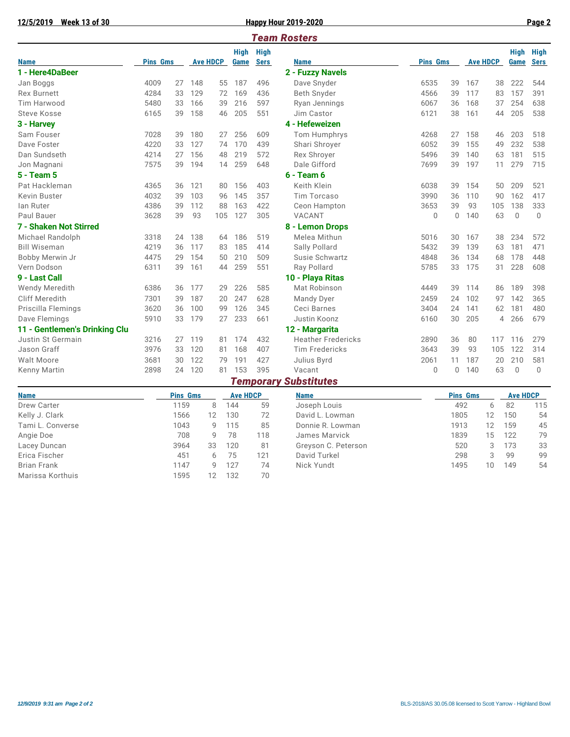## Team Rosters

| Name | Pins | Gms | Ave | HDCP | High Game | High Sers |
|---|---|---|---|---|---|---|
| **1 - Here4DaBeer** | | | | | | |
| Jan Boggs | 4009 | 27 | 148 | 55 | 187 | 496 |
| Rex Burnett | 4284 | 33 | 129 | 72 | 169 | 436 |
| Tim Harwood | 5480 | 33 | 166 | 39 | 216 | 597 |
| Steve Kosse | 6165 | 39 | 158 | 46 | 205 | 551 |
| **2 - Fuzzy Navels** | | | | | | |
| Dave Snyder | 6535 | 39 | 167 | 38 | 222 | 544 |
| Beth Snyder | 4566 | 39 | 117 | 83 | 157 | 391 |
| Ryan Jennings | 6067 | 36 | 168 | 37 | 254 | 638 |
| Jim Castor | 6121 | 38 | 161 | 44 | 205 | 538 |
| **3 - Harvey** | | | | | | |
| Sam Fouser | 7028 | 39 | 180 | 27 | 256 | 609 |
| Dave Foster | 4220 | 33 | 127 | 74 | 170 | 439 |
| Dan Sundseth | 4214 | 27 | 156 | 48 | 219 | 572 |
| Jon Magnani | 7575 | 39 | 194 | 14 | 259 | 648 |
| **4 - Hefeweizen** | | | | | | |
| Tom Humphrys | 4268 | 27 | 158 | 46 | 203 | 518 |
| Shari Shroyer | 6052 | 39 | 155 | 49 | 232 | 538 |
| Rex Shroyer | 5496 | 39 | 140 | 63 | 181 | 515 |
| Dale Gifford | 7699 | 39 | 197 | 11 | 279 | 715 |
| **5 - Team 5** | | | | | | |
| Pat Hackleman | 4365 | 36 | 121 | 80 | 156 | 403 |
| Kevin Buster | 4032 | 39 | 103 | 96 | 145 | 357 |
| Ian Ruter | 4386 | 39 | 112 | 88 | 163 | 422 |
| Paul Bauer | 3628 | 39 | 93 | 105 | 127 | 305 |
| **6 - Team 6** | | | | | | |
| Keith Klein | 6038 | 39 | 154 | 50 | 209 | 521 |
| Tim Torcaso | 3990 | 36 | 110 | 90 | 162 | 417 |
| Ceon Hampton | 3653 | 39 | 93 | 105 | 138 | 333 |
| VACANT | 0 | 0 | 140 | 63 | 0 | 0 |
| **7 - Shaken Not Stirred** | | | | | | |
| Michael Randolph | 3318 | 24 | 138 | 64 | 186 | 519 |
| Bill Wiseman | 4219 | 36 | 117 | 83 | 185 | 414 |
| Bobby Merwin Jr | 4475 | 29 | 154 | 50 | 210 | 509 |
| Vern Dodson | 6311 | 39 | 161 | 44 | 259 | 551 |
| **8 - Lemon Drops** | | | | | | |
| Melea Mithun | 5016 | 30 | 167 | 38 | 234 | 572 |
| Sally Pollard | 5432 | 39 | 139 | 63 | 181 | 471 |
| Susie Schwartz | 4848 | 36 | 134 | 68 | 178 | 448 |
| Ray Pollard | 5785 | 33 | 175 | 31 | 228 | 608 |
| **9 - Last Call** | | | | | | |
| Wendy Meredith | 6386 | 36 | 177 | 29 | 226 | 585 |
| Cliff Meredith | 7301 | 39 | 187 | 20 | 247 | 628 |
| Priscilla Flemings | 3620 | 36 | 100 | 99 | 126 | 345 |
| Dave Flemings | 5910 | 33 | 179 | 27 | 233 | 661 |
| **10 - Playa Ritas** | | | | | | |
| Mat Robinson | 4449 | 39 | 114 | 86 | 189 | 398 |
| Mandy Dyer | 2459 | 24 | 102 | 97 | 142 | 365 |
| Ceci Barnes | 3404 | 24 | 141 | 62 | 181 | 480 |
| Justin Koonz | 6160 | 30 | 205 | 4 | 266 | 679 |
| **11 - Gentlemen's Drinking Clu** | | | | | | |
| Justin St Germain | 3216 | 27 | 119 | 81 | 174 | 432 |
| Jason Graff | 3976 | 33 | 120 | 81 | 168 | 407 |
| Walt Moore | 3681 | 30 | 122 | 79 | 191 | 427 |
| Kenny Martin | 2898 | 24 | 120 | 81 | 153 | 395 |
| **12 - Margarita** | | | | | | |
| Heather Fredericks | 2890 | 36 | 80 | 117 | 116 | 279 |
| Tim Fredericks | 3643 | 39 | 93 | 105 | 122 | 314 |
| Julius Byrd | 2061 | 11 | 187 | 20 | 210 | 581 |
| Vacant | 0 | 0 | 140 | 63 | 0 | 0 |

## Temporary Substitutes

| Name | Pins | Gms | Ave | HDCP |
|---|---|---|---|---|
| Drew Carter | 1159 | 8 | 144 | 59 |
| Kelly J. Clark | 1566 | 12 | 130 | 72 |
| Tami L. Converse | 1043 | 9 | 115 | 85 |
| Angie Doe | 708 | 9 | 78 | 118 |
| Lacey Duncan | 3964 | 33 | 120 | 81 |
| Erica Fischer | 451 | 6 | 75 | 121 |
| Brian Frank | 1147 | 9 | 127 | 74 |
| Marissa Korthuis | 1595 | 12 | 132 | 70 |
| Joseph Louis | 492 | 6 | 82 | 115 |
| David L. Lowman | 1805 | 12 | 150 | 54 |
| Donnie R. Lowman | 1913 | 12 | 159 | 45 |
| James Marvick | 1839 | 15 | 122 | 79 |
| Greyson C. Peterson | 520 | 3 | 173 | 33 |
| David Turkel | 298 | 3 | 99 | 99 |
| Nick Yundt | 1495 | 10 | 149 | 54 |